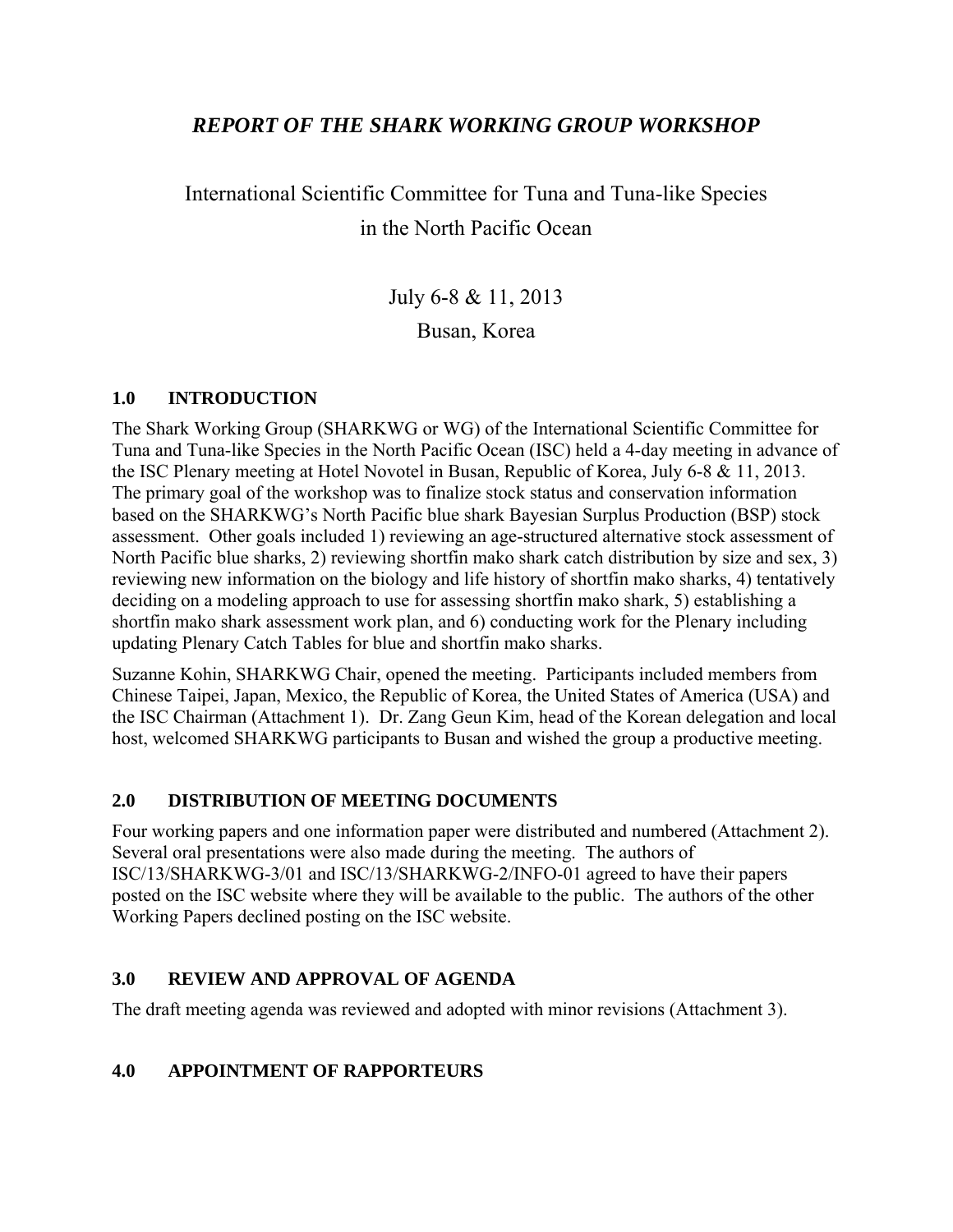# *REPORT OF THE SHARK WORKING GROUP WORKSHOP*

International Scientific Committee for Tuna and Tuna-like Species in the North Pacific Ocean

July 6-8 & 11, 2013

Busan, Korea

## 1.0 INTRODUCTION

The Shark Working Group (SHARKWG or WG) of the International Scientific Committee for Tuna and Tuna-like Species in the North Pacific Ocean (ISC) held a 4-day meeting in advance of the ISC Plenary meeting at Hotel Novotel in Busan, Republic of Korea, July 6-8 & 11, 2013. The primary goal of the workshop was to finalize stock status and conservation information based on the SHARKWG's North Pacific blue shark Bayesian Surplus Production (BSP) stock assessment. Other goals included 1) reviewing an age-structured alternative stock assessment of North Pacific blue sharks, 2) reviewing shortfin mako shark catch distribution by size and sex, 3) reviewing new information on the biology and life history of shortfin mako sharks, 4) tentatively deciding on a modeling approach to use for assessing shortfin mako shark, 5) establishing a shortfin mako shark assessment work plan, and 6) conducting work for the Plenary including updating Plenary Catch Tables for blue and shortfin mako sharks.

Suzanne Kohin, SHARKWG Chair, opened the meeting. Participants included members from Chinese Taipei, Japan, Mexico, the Republic of Korea, the United States of America (USA) and the ISC Chairman (Attachment 1). Dr. Zang Geun Kim, head of the Korean delegation and local host, welcomed SHARKWG participants to Busan and wished the group a productive meeting.

## 2.0 DISTRIBUTION OF MEETING DOCUMENTS

Four working papers and one information paper were distributed and numbered (Attachment 2). Several oral presentations were also made during the meeting. The authors of ISC/13/SHARKWG-3/01 and ISC/13/SHARKWG-2/INFO-01 agreed to have their papers posted on the ISC website where they will be available to the public. The authors of the other Working Papers declined posting on the ISC website.

## 3.0 REVIEW AND APPROVAL OF AGENDA

The draft meeting agenda was reviewed and adopted with minor revisions (Attachment 3).

## 4.0 APPOINTMENT OF RAPPORTEURS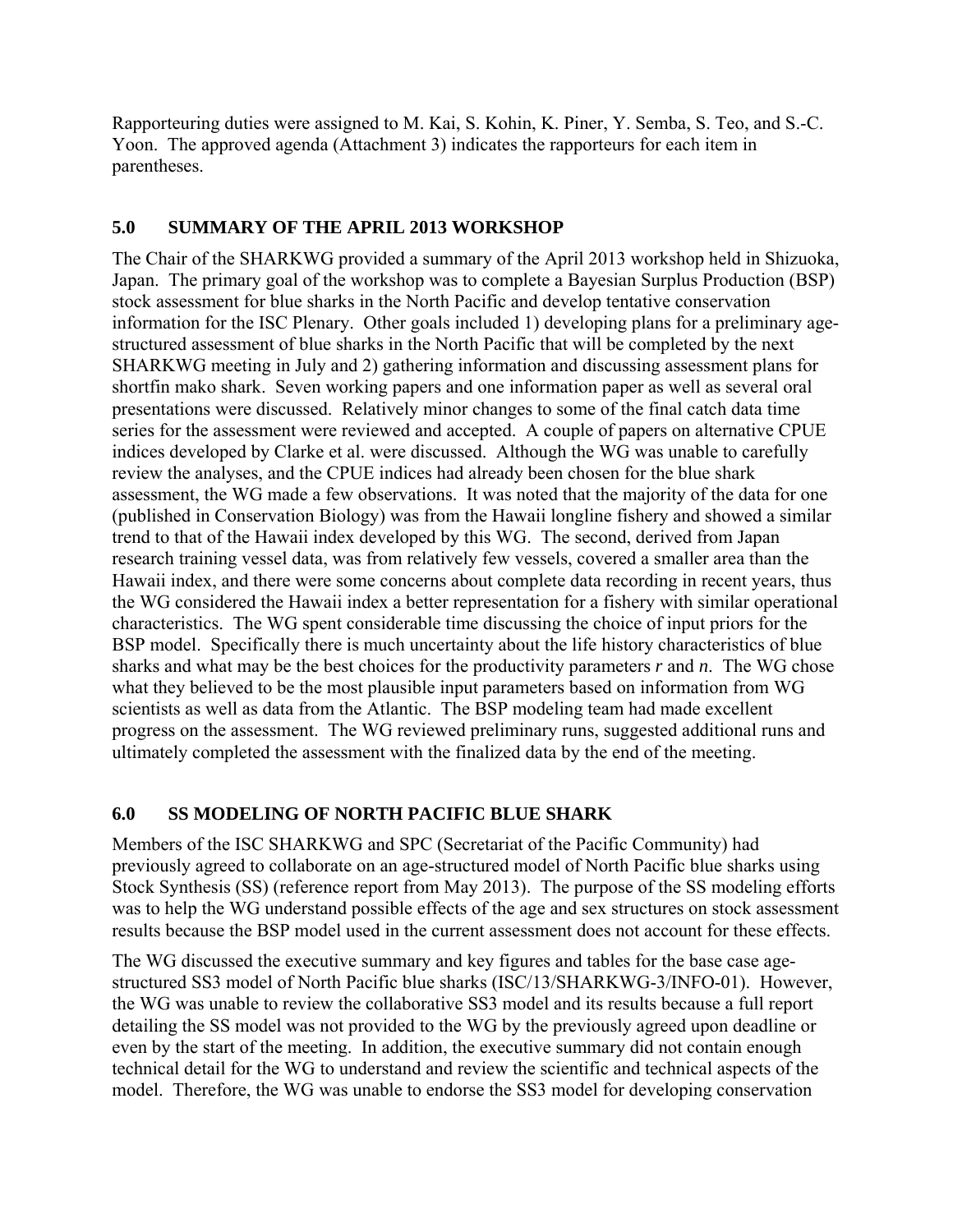Rapporteuring duties were assigned to M. Kai, S. Kohin, K. Piner, Y. Semba, S. Teo, and S.-C. Yoon. The approved agenda (Attachment 3) indicates the rapporteurs for each item in parentheses.

## 5.0 SUMMARY OF THE APRIL 2013 WORKSHOP

The Chair of the SHARKWG provided a summary of the April 2013 workshop held in Shizuoka, Japan. The primary goal of the workshop was to complete a Bayesian Surplus Production (BSP) stock assessment for blue sharks in the North Pacific and develop tentative conservation information for the ISC Plenary. Other goals included 1) developing plans for a preliminary age-structured assessment of blue sharks in the North Pacific that will be completed by the next SHARKWG meeting in July and 2) gathering information and discussing assessment plans for shortfin mako shark. Seven working papers and one information paper as well as several oral presentations were discussed. Relatively minor changes to some of the final catch data time series for the assessment were reviewed and accepted. A couple of papers on alternative CPUE indices developed by Clarke et al. were discussed. Although the WG was unable to carefully review the analyses, and the CPUE indices had already been chosen for the blue shark assessment, the WG made a few observations. It was noted that the majority of the data for one (published in Conservation Biology) was from the Hawaii longline fishery and showed a similar trend to that of the Hawaii index developed by this WG. The second, derived from Japan research training vessel data, was from relatively few vessels, covered a smaller area than the Hawaii index, and there were some concerns about complete data recording in recent years, thus the WG considered the Hawaii index a better representation for a fishery with similar operational characteristics. The WG spent considerable time discussing the choice of input priors for the BSP model. Specifically there is much uncertainty about the life history characteristics of blue sharks and what may be the best choices for the productivity parameters $r$ and $n$. The WG chose what they believed to be the most plausible input parameters based on information from WG scientists as well as data from the Atlantic. The BSP modeling team had made excellent progress on the assessment. The WG reviewed preliminary runs, suggested additional runs and ultimately completed the assessment with the finalized data by the end of the meeting.

## 6.0 SS MODELING OF NORTH PACIFIC BLUE SHARK

Members of the ISC SHARKWG and SPC (Secretariat of the Pacific Community) had previously agreed to collaborate on an age-structured model of North Pacific blue sharks using Stock Synthesis (SS) (reference report from May 2013). The purpose of the SS modeling efforts was to help the WG understand possible effects of the age and sex structures on stock assessment results because the BSP model used in the current assessment does not account for these effects.

The WG discussed the executive summary and key figures and tables for the base case age-structured SS3 model of North Pacific blue sharks (ISC/13/SHARKWG-3/INFO-01). However, the WG was unable to review the collaborative SS3 model and its results because a full report detailing the SS model was not provided to the WG by the previously agreed upon deadline or even by the start of the meeting. In addition, the executive summary did not contain enough technical detail for the WG to understand and review the scientific and technical aspects of the model. Therefore, the WG was unable to endorse the SS3 model for developing conservation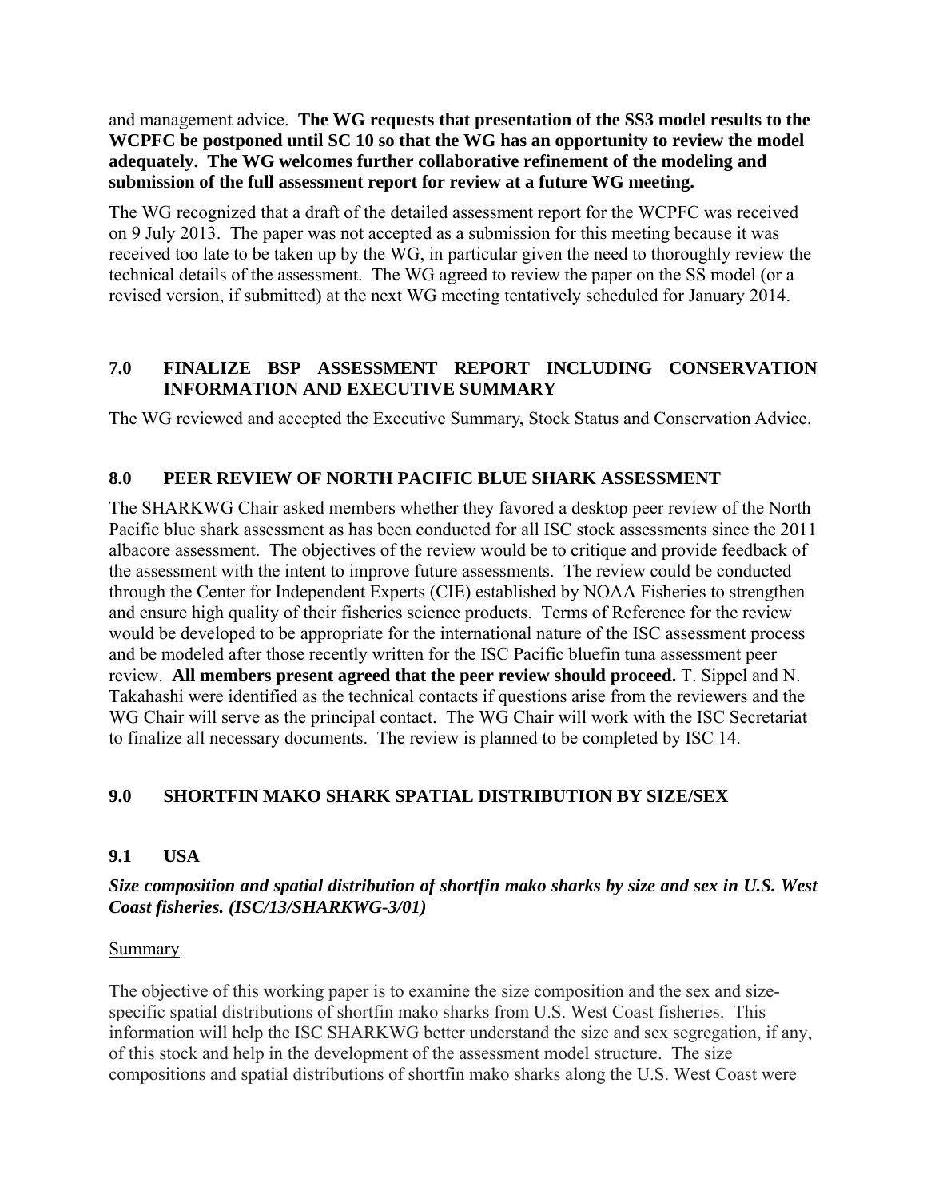and management advice. **The WG requests that presentation of the SS3 model results to the WCPFC be postponed until SC 10 so that the WG has an opportunity to review the model adequately. The WG welcomes further collaborative refinement of the modeling and submission of the full assessment report for review at a future WG meeting.**

The WG recognized that a draft of the detailed assessment report for the WCPFC was received on 9 July 2013. The paper was not accepted as a submission for this meeting because it was received too late to be taken up by the WG, in particular given the need to thoroughly review the technical details of the assessment. The WG agreed to review the paper on the SS model (or a revised version, if submitted) at the next WG meeting tentatively scheduled for January 2014.

## 7.0 FINALIZE BSP ASSESSMENT REPORT INCLUDING CONSERVATION INFORMATION AND EXECUTIVE SUMMARY

The WG reviewed and accepted the Executive Summary, Stock Status and Conservation Advice.

## 8.0 PEER REVIEW OF NORTH PACIFIC BLUE SHARK ASSESSMENT

The SHARKWG Chair asked members whether they favored a desktop peer review of the North Pacific blue shark assessment as has been conducted for all ISC stock assessments since the 2011 albacore assessment. The objectives of the review would be to critique and provide feedback of the assessment with the intent to improve future assessments. The review could be conducted through the Center for Independent Experts (CIE) established by NOAA Fisheries to strengthen and ensure high quality of their fisheries science products. Terms of Reference for the review would be developed to be appropriate for the international nature of the ISC assessment process and be modeled after those recently written for the ISC Pacific bluefin tuna assessment peer review. **All members present agreed that the peer review should proceed.** T. Sippel and N. Takahashi were identified as the technical contacts if questions arise from the reviewers and the WG Chair will serve as the principal contact. The WG Chair will work with the ISC Secretariat to finalize all necessary documents. The review is planned to be completed by ISC 14.

## 9.0 SHORTFIN MAKO SHARK SPATIAL DISTRIBUTION BY SIZE/SEX

### 9.1 USA

***Size composition and spatial distribution of shortfin mako sharks by size and sex in U.S. West Coast fisheries. (ISC/13/SHARKWG-3/01)***

<u>Summary</u>

The objective of this working paper is to examine the size composition and the sex and size-specific spatial distributions of shortfin mako sharks from U.S. West Coast fisheries. This information will help the ISC SHARKWG better understand the size and sex segregation, if any, of this stock and help in the development of the assessment model structure. The size compositions and spatial distributions of shortfin mako sharks along the U.S. West Coast were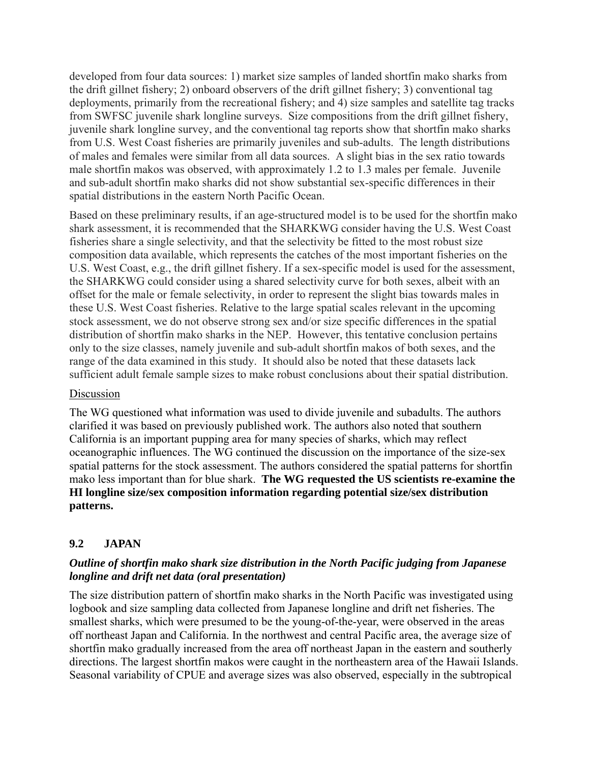developed from four data sources: 1) market size samples of landed shortfin mako sharks from the drift gillnet fishery; 2) onboard observers of the drift gillnet fishery; 3) conventional tag deployments, primarily from the recreational fishery; and 4) size samples and satellite tag tracks from SWFSC juvenile shark longline surveys. Size compositions from the drift gillnet fishery, juvenile shark longline survey, and the conventional tag reports show that shortfin mako sharks from U.S. West Coast fisheries are primarily juveniles and sub-adults. The length distributions of males and females were similar from all data sources. A slight bias in the sex ratio towards male shortfin makos was observed, with approximately 1.2 to 1.3 males per female. Juvenile and sub-adult shortfin mako sharks did not show substantial sex-specific differences in their spatial distributions in the eastern North Pacific Ocean.

Based on these preliminary results, if an age-structured model is to be used for the shortfin mako shark assessment, it is recommended that the SHARKWG consider having the U.S. West Coast fisheries share a single selectivity, and that the selectivity be fitted to the most robust size composition data available, which represents the catches of the most important fisheries on the U.S. West Coast, e.g., the drift gillnet fishery. If a sex-specific model is used for the assessment, the SHARKWG could consider using a shared selectivity curve for both sexes, albeit with an offset for the male or female selectivity, in order to represent the slight bias towards males in these U.S. West Coast fisheries. Relative to the large spatial scales relevant in the upcoming stock assessment, we do not observe strong sex and/or size specific differences in the spatial distribution of shortfin mako sharks in the NEP. However, this tentative conclusion pertains only to the size classes, namely juvenile and sub-adult shortfin makos of both sexes, and the range of the data examined in this study. It should also be noted that these datasets lack sufficient adult female sample sizes to make robust conclusions about their spatial distribution.

Discussion

The WG questioned what information was used to divide juvenile and subadults. The authors clarified it was based on previously published work. The authors also noted that southern California is an important pupping area for many species of sharks, which may reflect oceanographic influences. The WG continued the discussion on the importance of the size-sex spatial patterns for the stock assessment. The authors considered the spatial patterns for shortfin mako less important than for blue shark. **The WG requested the US scientists re-examine the HI longline size/sex composition information regarding potential size/sex distribution patterns.**

## 9.2 JAPAN

***Outline of shortfin mako shark size distribution in the North Pacific judging from Japanese longline and drift net data (oral presentation)***

The size distribution pattern of shortfin mako sharks in the North Pacific was investigated using logbook and size sampling data collected from Japanese longline and drift net fisheries. The smallest sharks, which were presumed to be the young-of-the-year, were observed in the areas off northeast Japan and California. In the northwest and central Pacific area, the average size of shortfin mako gradually increased from the area off northeast Japan in the eastern and southerly directions. The largest shortfin makos were caught in the northeastern area of the Hawaii Islands. Seasonal variability of CPUE and average sizes was also observed, especially in the subtropical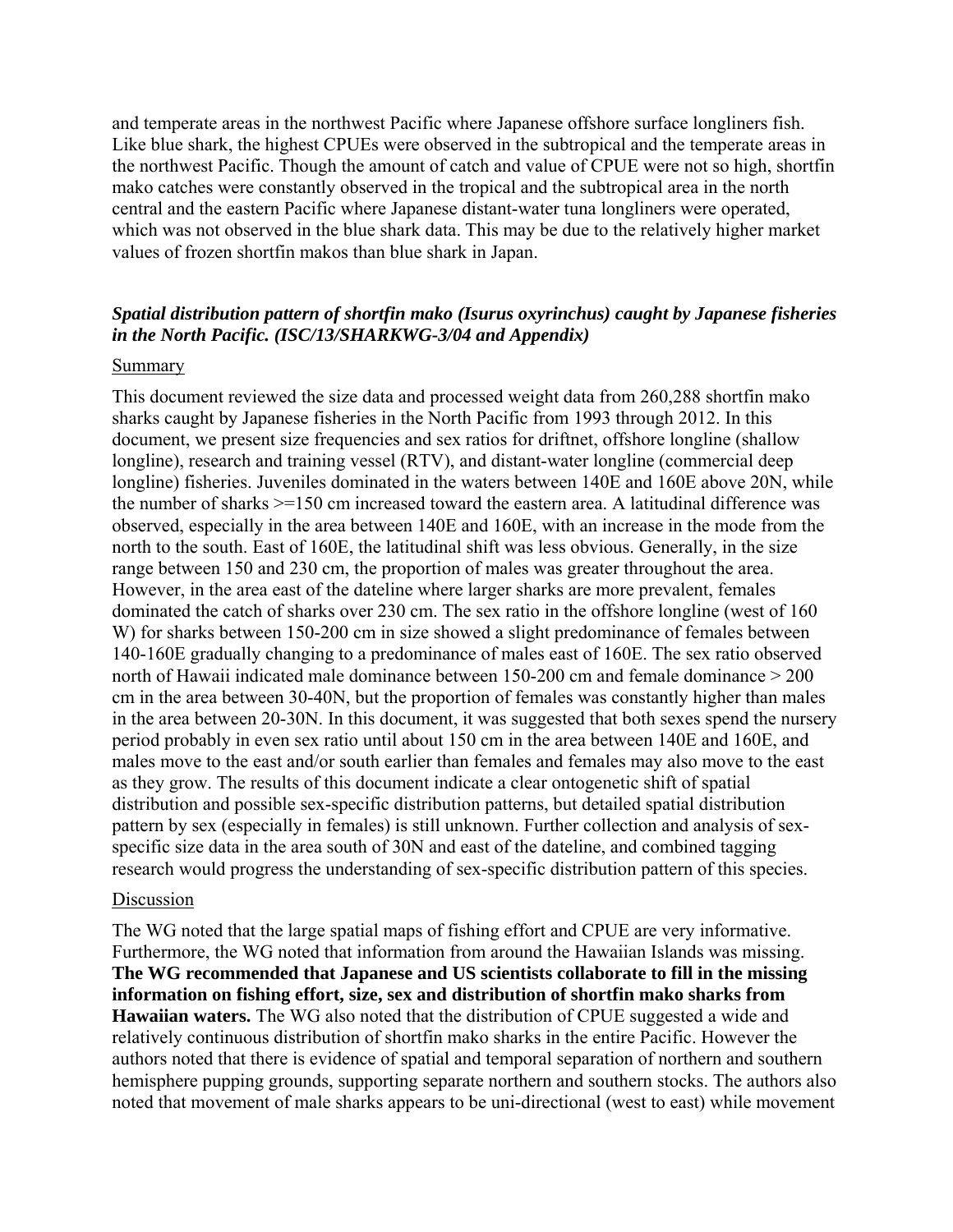and temperate areas in the northwest Pacific where Japanese offshore surface longliners fish. Like blue shark, the highest CPUEs were observed in the subtropical and the temperate areas in the northwest Pacific. Though the amount of catch and value of CPUE were not so high, shortfin mako catches were constantly observed in the tropical and the subtropical area in the north central and the eastern Pacific where Japanese distant-water tuna longliners were operated, which was not observed in the blue shark data. This may be due to the relatively higher market values of frozen shortfin makos than blue shark in Japan.

### *Spatial distribution pattern of shortfin mako (Isurus oxyrinchus) caught by Japanese fisheries in the North Pacific. (ISC/13/SHARKWG-3/04 and Appendix)*

Summary

This document reviewed the size data and processed weight data from 260,288 shortfin mako sharks caught by Japanese fisheries in the North Pacific from 1993 through 2012. In this document, we present size frequencies and sex ratios for driftnet, offshore longline (shallow longline), research and training vessel (RTV), and distant-water longline (commercial deep longline) fisheries. Juveniles dominated in the waters between 140E and 160E above 20N, while the number of sharks >=150 cm increased toward the eastern area. A latitudinal difference was observed, especially in the area between 140E and 160E, with an increase in the mode from the north to the south. East of 160E, the latitudinal shift was less obvious. Generally, in the size range between 150 and 230 cm, the proportion of males was greater throughout the area. However, in the area east of the dateline where larger sharks are more prevalent, females dominated the catch of sharks over 230 cm. The sex ratio in the offshore longline (west of 160 W) for sharks between 150-200 cm in size showed a slight predominance of females between 140-160E gradually changing to a predominance of males east of 160E. The sex ratio observed north of Hawaii indicated male dominance between 150-200 cm and female dominance > 200 cm in the area between 30-40N, but the proportion of females was constantly higher than males in the area between 20-30N. In this document, it was suggested that both sexes spend the nursery period probably in even sex ratio until about 150 cm in the area between 140E and 160E, and males move to the east and/or south earlier than females and females may also move to the east as they grow. The results of this document indicate a clear ontogenetic shift of spatial distribution and possible sex-specific distribution patterns, but detailed spatial distribution pattern by sex (especially in females) is still unknown. Further collection and analysis of sex-specific size data in the area south of 30N and east of the dateline, and combined tagging research would progress the understanding of sex-specific distribution pattern of this species.

Discussion

The WG noted that the large spatial maps of fishing effort and CPUE are very informative. Furthermore, the WG noted that information from around the Hawaiian Islands was missing. **The WG recommended that Japanese and US scientists collaborate to fill in the missing information on fishing effort, size, sex and distribution of shortfin mako sharks from Hawaiian waters.** The WG also noted that the distribution of CPUE suggested a wide and relatively continuous distribution of shortfin mako sharks in the entire Pacific. However the authors noted that there is evidence of spatial and temporal separation of northern and southern hemisphere pupping grounds, supporting separate northern and southern stocks. The authors also noted that movement of male sharks appears to be uni-directional (west to east) while movement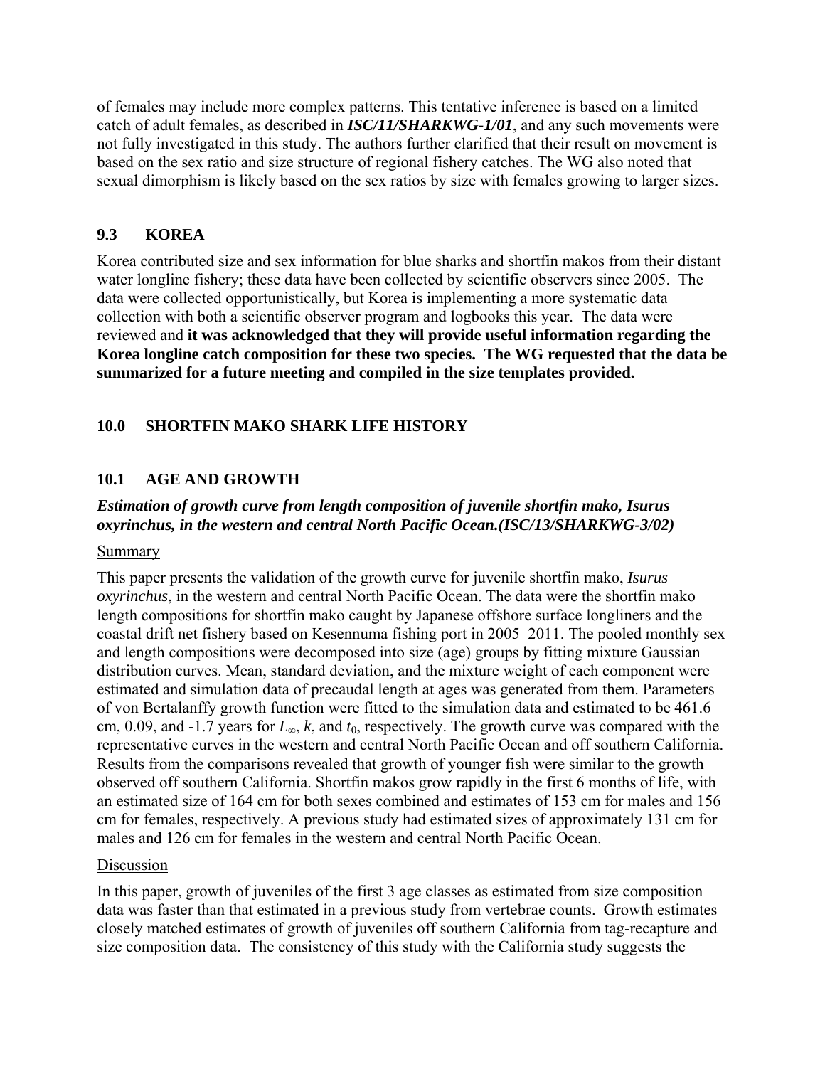of females may include more complex patterns. This tentative inference is based on a limited catch of adult females, as described in ***ISC/11/SHARKWG-1/01***, and any such movements were not fully investigated in this study. The authors further clarified that their result on movement is based on the sex ratio and size structure of regional fishery catches. The WG also noted that sexual dimorphism is likely based on the sex ratios by size with females growing to larger sizes.

## 9.3 KOREA

Korea contributed size and sex information for blue sharks and shortfin makos from their distant water longline fishery; these data have been collected by scientific observers since 2005. The data were collected opportunistically, but Korea is implementing a more systematic data collection with both a scientific observer program and logbooks this year. The data were reviewed and **it was acknowledged that they will provide useful information regarding the Korea longline catch composition for these two species. The WG requested that the data be summarized for a future meeting and compiled in the size templates provided.**

# 10.0 SHORTFIN MAKO SHARK LIFE HISTORY

## 10.1 AGE AND GROWTH

### *Estimation of growth curve from length composition of juvenile shortfin mako, Isurus oxyrinchus, in the western and central North Pacific Ocean.(ISC/13/SHARKWG-3/02)*

Summary

This paper presents the validation of the growth curve for juvenile shortfin mako, *Isurus oxyrinchus*, in the western and central North Pacific Ocean. The data were the shortfin mako length compositions for shortfin mako caught by Japanese offshore surface longliners and the coastal drift net fishery based on Kesennuma fishing port in 2005–2011. The pooled monthly sex and length compositions were decomposed into size (age) groups by fitting mixture Gaussian distribution curves. Mean, standard deviation, and the mixture weight of each component were estimated and simulation data of precaudal length at ages was generated from them. Parameters of von Bertalanffy growth function were fitted to the simulation data and estimated to be 461.6 cm, 0.09, and -1.7 years for $L_{\infty}$, $k$, and $t_0$, respectively. The growth curve was compared with the representative curves in the western and central North Pacific Ocean and off southern California. Results from the comparisons revealed that growth of younger fish were similar to the growth observed off southern California. Shortfin makos grow rapidly in the first 6 months of life, with an estimated size of 164 cm for both sexes combined and estimates of 153 cm for males and 156 cm for females, respectively. A previous study had estimated sizes of approximately 131 cm for males and 126 cm for females in the western and central North Pacific Ocean.

Discussion

In this paper, growth of juveniles of the first 3 age classes as estimated from size composition data was faster than that estimated in a previous study from vertebrae counts. Growth estimates closely matched estimates of growth of juveniles off southern California from tag-recapture and size composition data. The consistency of this study with the California study suggests the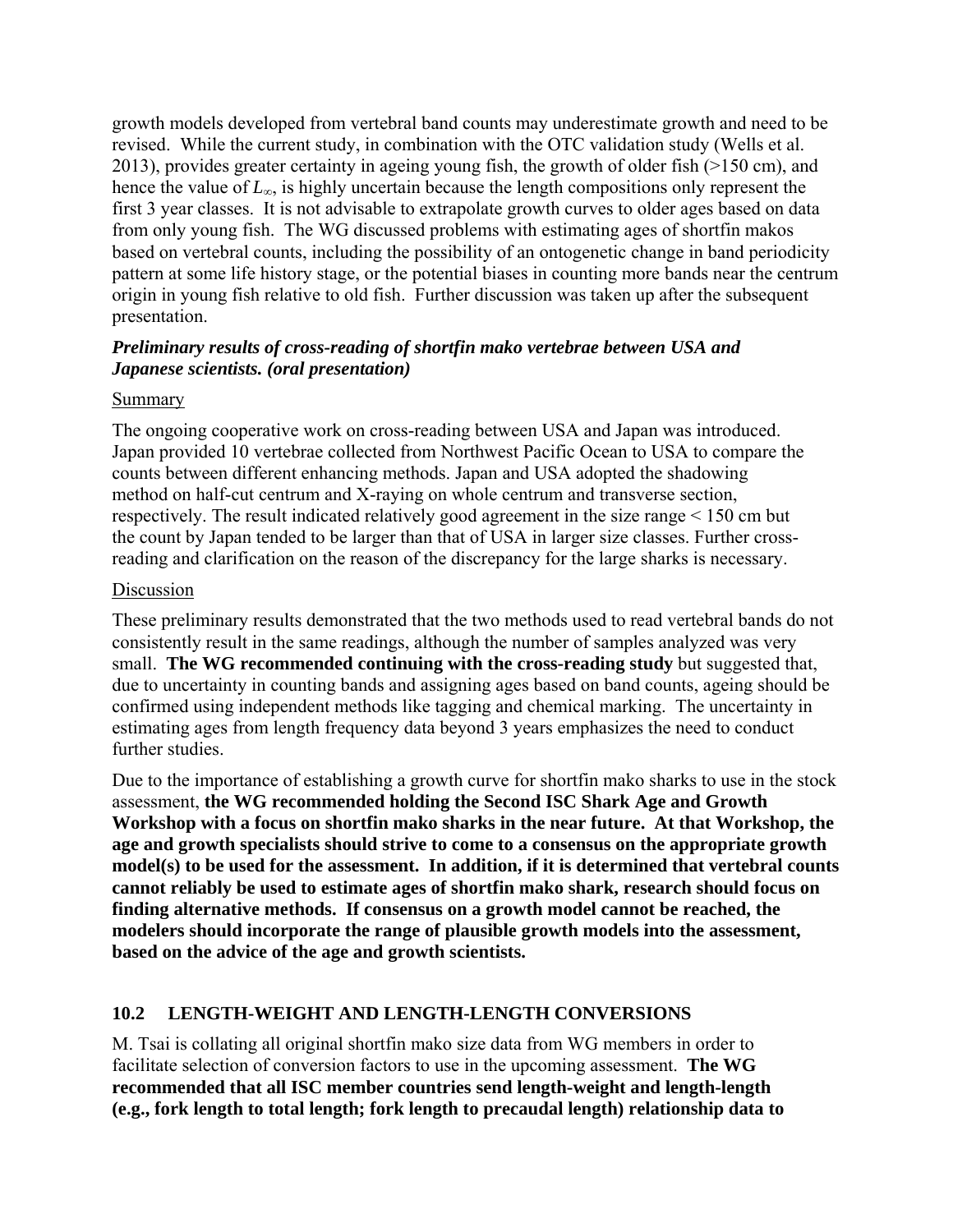growth models developed from vertebral band counts may underestimate growth and need to be revised. While the current study, in combination with the OTC validation study (Wells et al. 2013), provides greater certainty in ageing young fish, the growth of older fish (>150 cm), and hence the value of $L_{\infty}$, is highly uncertain because the length compositions only represent the first 3 year classes. It is not advisable to extrapolate growth curves to older ages based on data from only young fish. The WG discussed problems with estimating ages of shortfin makos based on vertebral counts, including the possibility of an ontogenetic change in band periodicity pattern at some life history stage, or the potential biases in counting more bands near the centrum origin in young fish relative to old fish. Further discussion was taken up after the subsequent presentation.

***Preliminary results of cross-reading of shortfin mako vertebrae between USA and Japanese scientists. (oral presentation)***

Summary

The ongoing cooperative work on cross-reading between USA and Japan was introduced. Japan provided 10 vertebrae collected from Northwest Pacific Ocean to USA to compare the counts between different enhancing methods. Japan and USA adopted the shadowing method on half-cut centrum and X-raying on whole centrum and transverse section, respectively. The result indicated relatively good agreement in the size range < 150 cm but the count by Japan tended to be larger than that of USA in larger size classes. Further cross-reading and clarification on the reason of the discrepancy for the large sharks is necessary.

Discussion

These preliminary results demonstrated that the two methods used to read vertebral bands do not consistently result in the same readings, although the number of samples analyzed was very small. **The WG recommended continuing with the cross-reading study** but suggested that, due to uncertainty in counting bands and assigning ages based on band counts, ageing should be confirmed using independent methods like tagging and chemical marking. The uncertainty in estimating ages from length frequency data beyond 3 years emphasizes the need to conduct further studies.

Due to the importance of establishing a growth curve for shortfin mako sharks to use in the stock assessment, **the WG recommended holding the Second ISC Shark Age and Growth Workshop with a focus on shortfin mako sharks in the near future. At that Workshop, the age and growth specialists should strive to come to a consensus on the appropriate growth model(s) to be used for the assessment. In addition, if it is determined that vertebral counts cannot reliably be used to estimate ages of shortfin mako shark, research should focus on finding alternative methods. If consensus on a growth model cannot be reached, the modelers should incorporate the range of plausible growth models into the assessment, based on the advice of the age and growth scientists.**

## 10.2 LENGTH-WEIGHT AND LENGTH-LENGTH CONVERSIONS

M. Tsai is collating all original shortfin mako size data from WG members in order to facilitate selection of conversion factors to use in the upcoming assessment. **The WG recommended that all ISC member countries send length-weight and length-length (e.g., fork length to total length; fork length to precaudal length) relationship data to**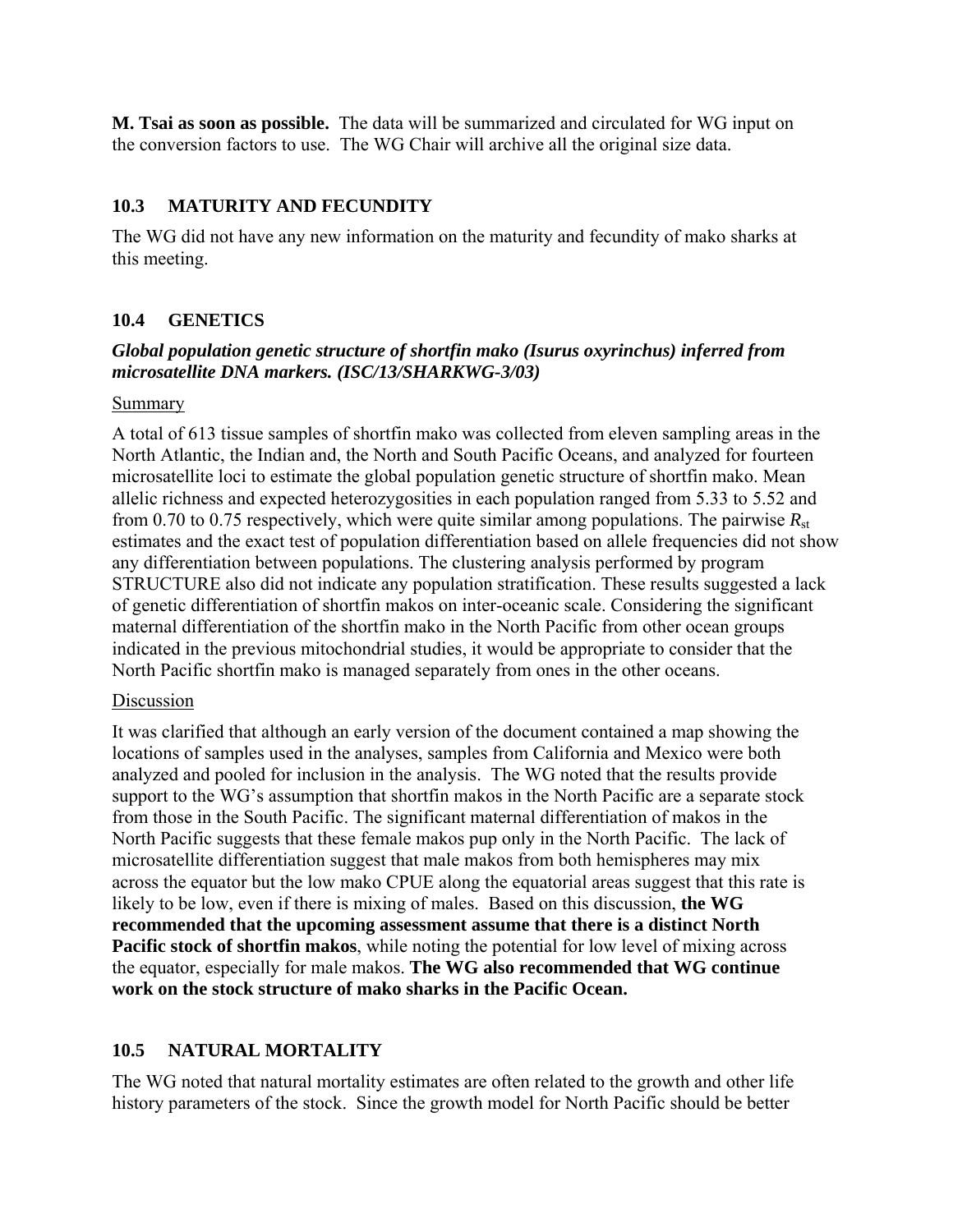**M. Tsai as soon as possible.** The data will be summarized and circulated for WG input on the conversion factors to use. The WG Chair will archive all the original size data.

## 10.3 MATURITY AND FECUNDITY

The WG did not have any new information on the maturity and fecundity of mako sharks at this meeting.

## 10.4 GENETICS

***Global population genetic structure of shortfin mako (Isurus oxyrinchus) inferred from microsatellite DNA markers. (ISC/13/SHARKWG-3/03)***

Summary

A total of 613 tissue samples of shortfin mako was collected from eleven sampling areas in the North Atlantic, the Indian and, the North and South Pacific Oceans, and analyzed for fourteen microsatellite loci to estimate the global population genetic structure of shortfin mako. Mean allelic richness and expected heterozygosities in each population ranged from 5.33 to 5.52 and from 0.70 to 0.75 respectively, which were quite similar among populations. The pairwise $R_{st}$ estimates and the exact test of population differentiation based on allele frequencies did not show any differentiation between populations. The clustering analysis performed by program STRUCTURE also did not indicate any population stratification. These results suggested a lack of genetic differentiation of shortfin makos on inter-oceanic scale. Considering the significant maternal differentiation of the shortfin mako in the North Pacific from other ocean groups indicated in the previous mitochondrial studies, it would be appropriate to consider that the North Pacific shortfin mako is managed separately from ones in the other oceans.

Discussion

It was clarified that although an early version of the document contained a map showing the locations of samples used in the analyses, samples from California and Mexico were both analyzed and pooled for inclusion in the analysis. The WG noted that the results provide support to the WG's assumption that shortfin makos in the North Pacific are a separate stock from those in the South Pacific. The significant maternal differentiation of makos in the North Pacific suggests that these female makos pup only in the North Pacific. The lack of microsatellite differentiation suggest that male makos from both hemispheres may mix across the equator but the low mako CPUE along the equatorial areas suggest that this rate is likely to be low, even if there is mixing of males. Based on this discussion, **the WG recommended that the upcoming assessment assume that there is a distinct North Pacific stock of shortfin makos**, while noting the potential for low level of mixing across the equator, especially for male makos. **The WG also recommended that WG continue work on the stock structure of mako sharks in the Pacific Ocean.**

## 10.5 NATURAL MORTALITY

The WG noted that natural mortality estimates are often related to the growth and other life history parameters of the stock. Since the growth model for North Pacific should be better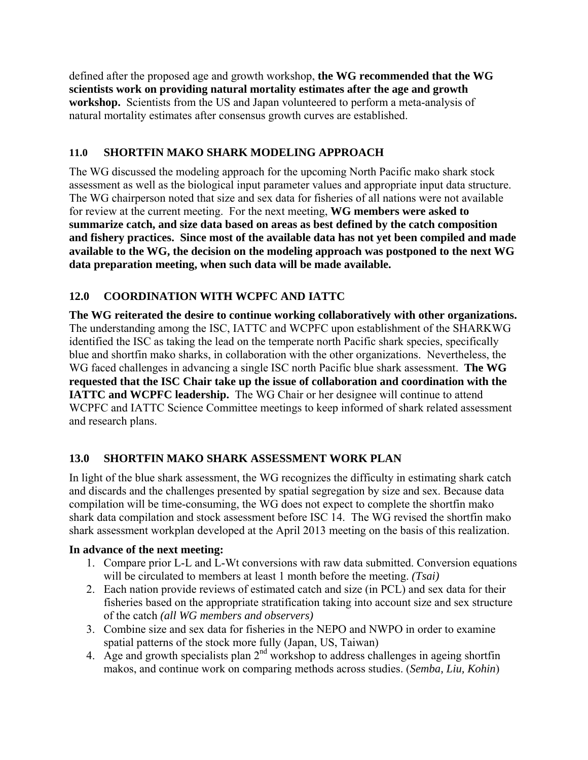defined after the proposed age and growth workshop, **the WG recommended that the WG scientists work on providing natural mortality estimates after the age and growth workshop.** Scientists from the US and Japan volunteered to perform a meta-analysis of natural mortality estimates after consensus growth curves are established.

## 11.0 SHORTFIN MAKO SHARK MODELING APPROACH

The WG discussed the modeling approach for the upcoming North Pacific mako shark stock assessment as well as the biological input parameter values and appropriate input data structure. The WG chairperson noted that size and sex data for fisheries of all nations were not available for review at the current meeting. For the next meeting, **WG members were asked to summarize catch, and size data based on areas as best defined by the catch composition and fishery practices. Since most of the available data has not yet been compiled and made available to the WG, the decision on the modeling approach was postponed to the next WG data preparation meeting, when such data will be made available.**

## 12.0 COORDINATION WITH WCPFC AND IATTC

**The WG reiterated the desire to continue working collaboratively with other organizations.** The understanding among the ISC, IATTC and WCPFC upon establishment of the SHARKWG identified the ISC as taking the lead on the temperate north Pacific shark species, specifically blue and shortfin mako sharks, in collaboration with the other organizations. Nevertheless, the WG faced challenges in advancing a single ISC north Pacific blue shark assessment. **The WG requested that the ISC Chair take up the issue of collaboration and coordination with the IATTC and WCPFC leadership.** The WG Chair or her designee will continue to attend WCPFC and IATTC Science Committee meetings to keep informed of shark related assessment and research plans.

## 13.0 SHORTFIN MAKO SHARK ASSESSMENT WORK PLAN

In light of the blue shark assessment, the WG recognizes the difficulty in estimating shark catch and discards and the challenges presented by spatial segregation by size and sex. Because data compilation will be time-consuming, the WG does not expect to complete the shortfin mako shark data compilation and stock assessment before ISC 14. The WG revised the shortfin mako shark assessment workplan developed at the April 2013 meeting on the basis of this realization.

**In advance of the next meeting:**

1. Compare prior L-L and L-Wt conversions with raw data submitted. Conversion equations will be circulated to members at least 1 month before the meeting. *(Tsai)*
2. Each nation provide reviews of estimated catch and size (in PCL) and sex data for their fisheries based on the appropriate stratification taking into account size and sex structure of the catch *(all WG members and observers)*
3. Combine size and sex data for fisheries in the NEPO and NWPO in order to examine spatial patterns of the stock more fully (Japan, US, Taiwan)
4. Age and growth specialists plan 2nd workshop to address challenges in ageing shortfin makos, and continue work on comparing methods across studies. (*Semba, Liu, Kohin*)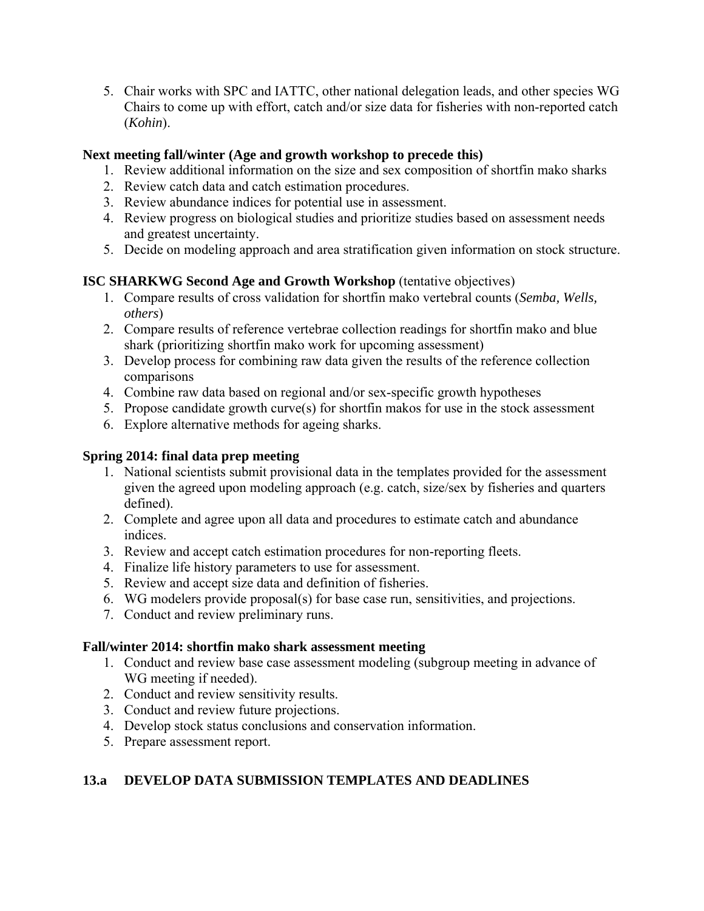5. Chair works with SPC and IATTC, other national delegation leads, and other species WG Chairs to come up with effort, catch and/or size data for fisheries with non-reported catch (*Kohin*).

**Next meeting fall/winter (Age and growth workshop to precede this)**

1. Review additional information on the size and sex composition of shortfin mako sharks
2. Review catch data and catch estimation procedures.
3. Review abundance indices for potential use in assessment.
4. Review progress on biological studies and prioritize studies based on assessment needs and greatest uncertainty.
5. Decide on modeling approach and area stratification given information on stock structure.

**ISC SHARKWG Second Age and Growth Workshop** (tentative objectives)

1. Compare results of cross validation for shortfin mako vertebral counts (*Semba, Wells, others*)
2. Compare results of reference vertebrae collection readings for shortfin mako and blue shark (prioritizing shortfin mako work for upcoming assessment)
3. Develop process for combining raw data given the results of the reference collection comparisons
4. Combine raw data based on regional and/or sex-specific growth hypotheses
5. Propose candidate growth curve(s) for shortfin makos for use in the stock assessment
6. Explore alternative methods for ageing sharks.

**Spring 2014: final data prep meeting**

1. National scientists submit provisional data in the templates provided for the assessment given the agreed upon modeling approach (e.g. catch, size/sex by fisheries and quarters defined).
2. Complete and agree upon all data and procedures to estimate catch and abundance indices.
3. Review and accept catch estimation procedures for non-reporting fleets.
4. Finalize life history parameters to use for assessment.
5. Review and accept size data and definition of fisheries.
6. WG modelers provide proposal(s) for base case run, sensitivities, and projections.
7. Conduct and review preliminary runs.

**Fall/winter 2014: shortfin mako shark assessment meeting**

1. Conduct and review base case assessment modeling (subgroup meeting in advance of WG meeting if needed).
2. Conduct and review sensitivity results.
3. Conduct and review future projections.
4. Develop stock status conclusions and conservation information.
5. Prepare assessment report.

## 13.a DEVELOP DATA SUBMISSION TEMPLATES AND DEADLINES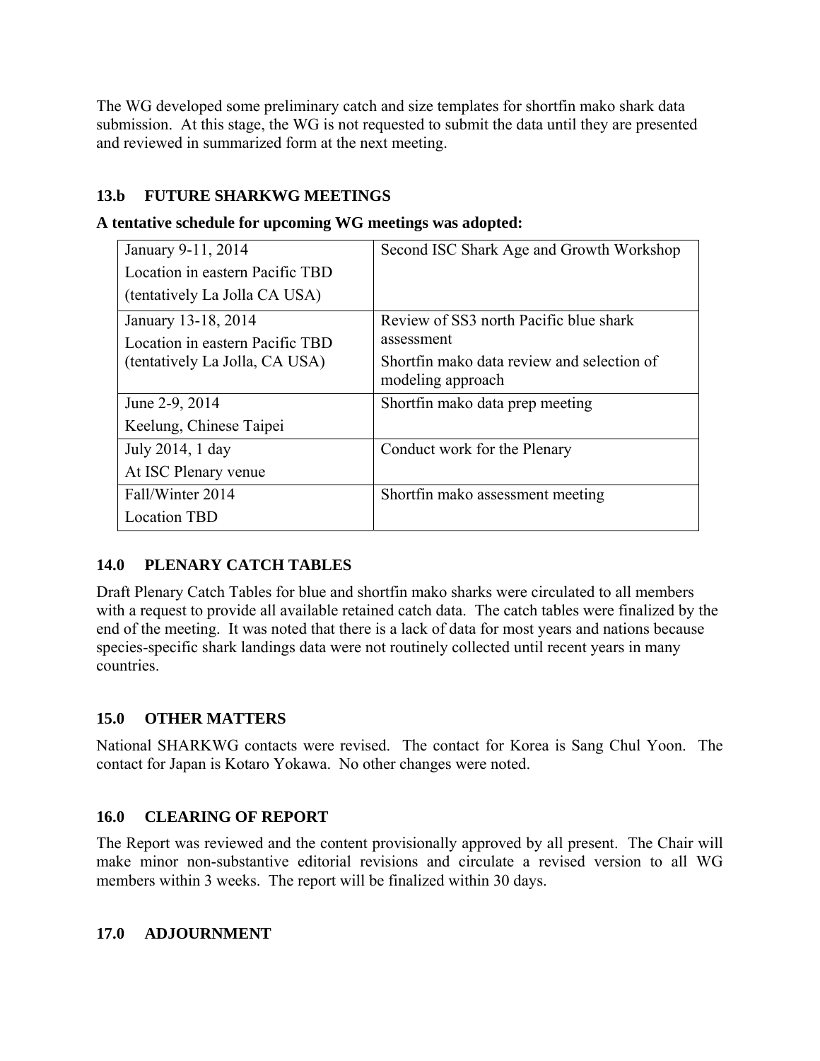The WG developed some preliminary catch and size templates for shortfin mako shark data submission. At this stage, the WG is not requested to submit the data until they are presented and reviewed in summarized form at the next meeting.

### 13.b FUTURE SHARKWG MEETINGS

**A tentative schedule for upcoming WG meetings was adopted:**

| | |
|---|---|
| January 9-11, 2014<br>Location in eastern Pacific TBD<br>(tentatively La Jolla CA USA) | Second ISC Shark Age and Growth Workshop |
| January 13-18, 2014<br>Location in eastern Pacific TBD<br>(tentatively La Jolla, CA USA) | Review of SS3 north Pacific blue shark assessment<br>Shortfin mako data review and selection of modeling approach |
| June 2-9, 2014<br>Keelung, Chinese Taipei | Shortfin mako data prep meeting |
| July 2014, 1 day<br>At ISC Plenary venue | Conduct work for the Plenary |
| Fall/Winter 2014<br>Location TBD | Shortfin mako assessment meeting |

## 14.0 PLENARY CATCH TABLES

Draft Plenary Catch Tables for blue and shortfin mako sharks were circulated to all members with a request to provide all available retained catch data. The catch tables were finalized by the end of the meeting. It was noted that there is a lack of data for most years and nations because species-specific shark landings data were not routinely collected until recent years in many countries.

## 15.0 OTHER MATTERS

National SHARKWG contacts were revised. The contact for Korea is Sang Chul Yoon. The contact for Japan is Kotaro Yokawa. No other changes were noted.

## 16.0 CLEARING OF REPORT

The Report was reviewed and the content provisionally approved by all present. The Chair will make minor non-substantive editorial revisions and circulate a revised version to all WG members within 3 weeks. The report will be finalized within 30 days.

## 17.0 ADJOURNMENT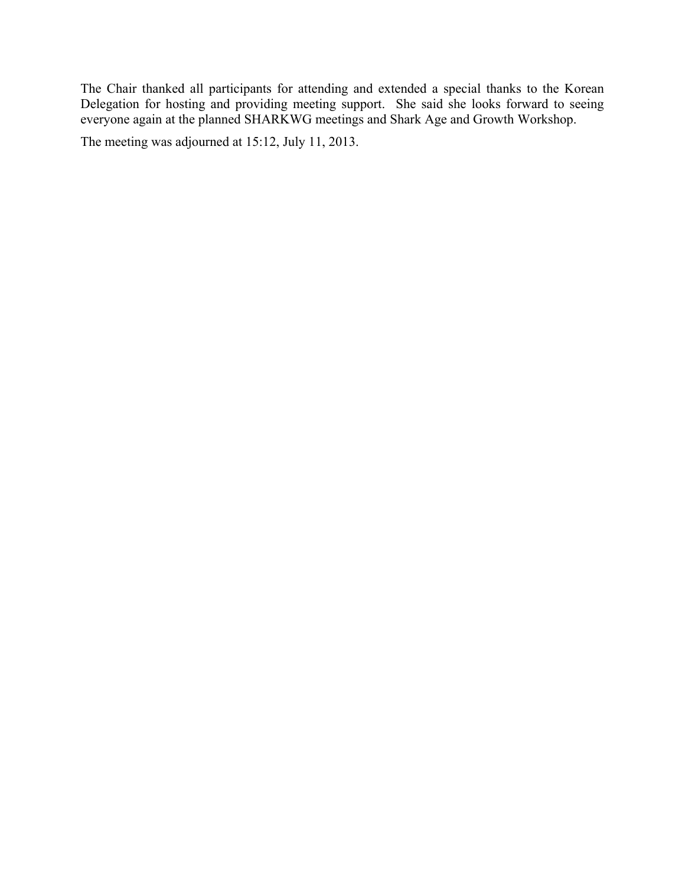The Chair thanked all participants for attending and extended a special thanks to the Korean Delegation for hosting and providing meeting support. She said she looks forward to seeing everyone again at the planned SHARKWG meetings and Shark Age and Growth Workshop.

The meeting was adjourned at 15:12, July 11, 2013.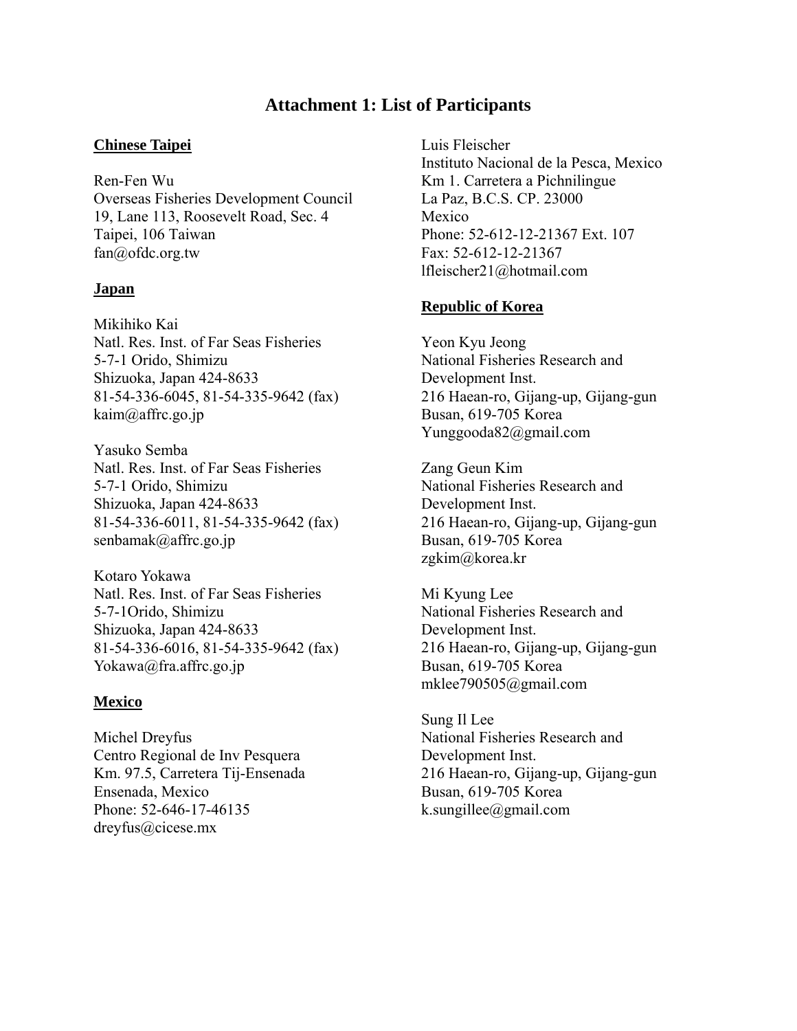# Attachment 1: List of Participants

**Chinese Taipei**

Ren-Fen Wu
Overseas Fisheries Development Council
19, Lane 113, Roosevelt Road, Sec. 4
Taipei, 106 Taiwan
fan@ofdc.org.tw

**Japan**

Mikihiko Kai
Natl. Res. Inst. of Far Seas Fisheries
5-7-1 Orido, Shimizu
Shizuoka, Japan 424-8633
81-54-336-6045, 81-54-335-9642 (fax)
kaim@affrc.go.jp

Yasuko Semba
Natl. Res. Inst. of Far Seas Fisheries
5-7-1 Orido, Shimizu
Shizuoka, Japan 424-8633
81-54-336-6011, 81-54-335-9642 (fax)
senbamak@affrc.go.jp

Kotaro Yokawa
Natl. Res. Inst. of Far Seas Fisheries
5-7-1Orido, Shimizu
Shizuoka, Japan 424-8633
81-54-336-6016, 81-54-335-9642 (fax)
Yokawa@fra.affrc.go.jp

**Mexico**

Michel Dreyfus
Centro Regional de Inv Pesquera
Km. 97.5, Carretera Tij-Ensenada
Ensenada, Mexico
Phone: 52-646-17-46135
dreyfus@cicese.mx

Luis Fleischer
Instituto Nacional de la Pesca, Mexico
Km 1. Carretera a Pichnilingue
La Paz, B.C.S. CP. 23000
Mexico
Phone: 52-612-12-21367 Ext. 107
Fax: 52-612-12-21367
lfleischer21@hotmail.com

**Republic of Korea**

Yeon Kyu Jeong
National Fisheries Research and Development Inst.
216 Haean-ro, Gijang-up, Gijang-gun
Busan, 619-705 Korea
Yunggooda82@gmail.com

Zang Geun Kim
National Fisheries Research and Development Inst.
216 Haean-ro, Gijang-up, Gijang-gun
Busan, 619-705 Korea
zgkim@korea.kr

Mi Kyung Lee
National Fisheries Research and Development Inst.
216 Haean-ro, Gijang-up, Gijang-gun
Busan, 619-705 Korea
mklee790505@gmail.com

Sung Il Lee
National Fisheries Research and Development Inst.
216 Haean-ro, Gijang-up, Gijang-gun
Busan, 619-705 Korea
k.sungillee@gmail.com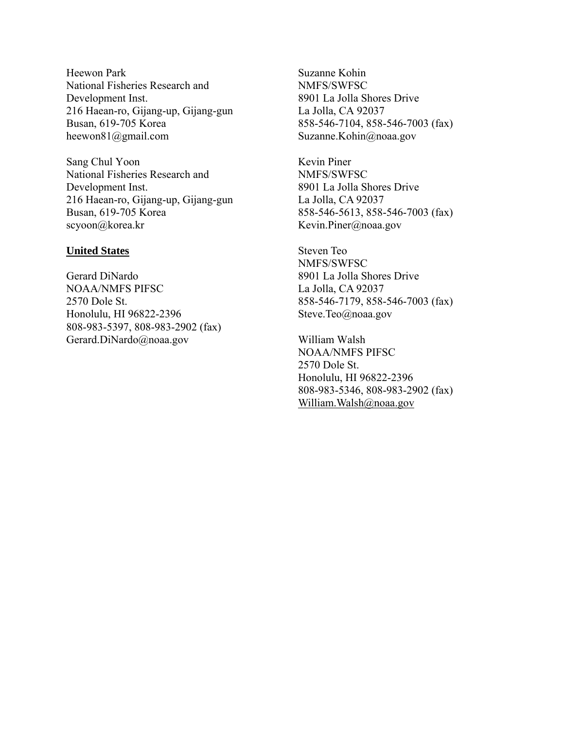Heewon Park
National Fisheries Research and Development Inst.
216 Haean-ro, Gijang-up, Gijang-gun
Busan, 619-705 Korea
heewon81@gmail.com

Sang Chul Yoon
National Fisheries Research and Development Inst.
216 Haean-ro, Gijang-up, Gijang-gun
Busan, 619-705 Korea
scyoon@korea.kr

**United States**

Gerard DiNardo
NOAA/NMFS PIFSC
2570 Dole St.
Honolulu, HI 96822-2396
808-983-5397, 808-983-2902 (fax)
Gerard.DiNardo@noaa.gov

Suzanne Kohin
NMFS/SWFSC
8901 La Jolla Shores Drive
La Jolla, CA 92037
858-546-7104, 858-546-7003 (fax)
Suzanne.Kohin@noaa.gov

Kevin Piner
NMFS/SWFSC
8901 La Jolla Shores Drive
La Jolla, CA 92037
858-546-5613, 858-546-7003 (fax)
Kevin.Piner@noaa.gov

Steven Teo
NMFS/SWFSC
8901 La Jolla Shores Drive
La Jolla, CA 92037
858-546-7179, 858-546-7003 (fax)
Steve.Teo@noaa.gov

William Walsh
NOAA/NMFS PIFSC
2570 Dole St.
Honolulu, HI 96822-2396
808-983-5346, 808-983-2902 (fax)
William.Walsh@noaa.gov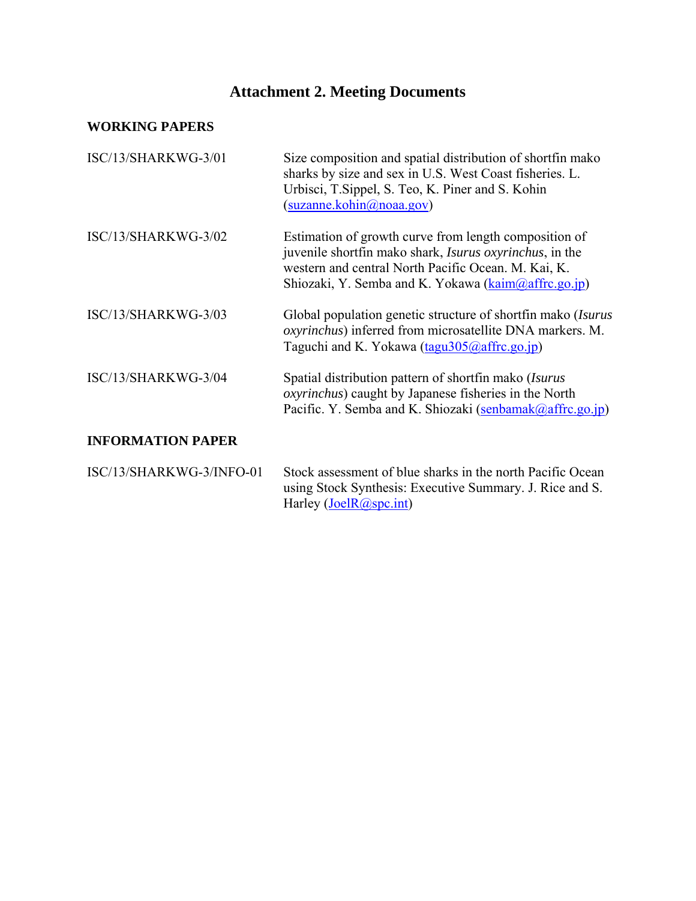# Attachment 2. Meeting Documents

## WORKING PAPERS

| | |
|---|---|
| ISC/13/SHARKWG-3/01 | Size composition and spatial distribution of shortfin mako sharks by size and sex in U.S. West Coast fisheries. L. Urbisci, T.Sippel, S. Teo, K. Piner and S. Kohin (suzanne.kohin@noaa.gov) |
| ISC/13/SHARKWG-3/02 | Estimation of growth curve from length composition of juvenile shortfin mako shark, *Isurus oxyrinchus*, in the western and central North Pacific Ocean. M. Kai, K. Shiozaki, Y. Semba and K. Yokawa (kaim@affrc.go.jp) |
| ISC/13/SHARKWG-3/03 | Global population genetic structure of shortfin mako (*Isurus oxyrinchus*) inferred from microsatellite DNA markers. M. Taguchi and K. Yokawa (tagu305@affrc.go.jp) |
| ISC/13/SHARKWG-3/04 | Spatial distribution pattern of shortfin mako (*Isurus oxyrinchus*) caught by Japanese fisheries in the North Pacific. Y. Semba and K. Shiozaki (senbamak@affrc.go.jp) |

## INFORMATION PAPER

| | |
|---|---|
| ISC/13/SHARKWG-3/INFO-01 | Stock assessment of blue sharks in the north Pacific Ocean using Stock Synthesis: Executive Summary. J. Rice and S. Harley (JoelR@spc.int) |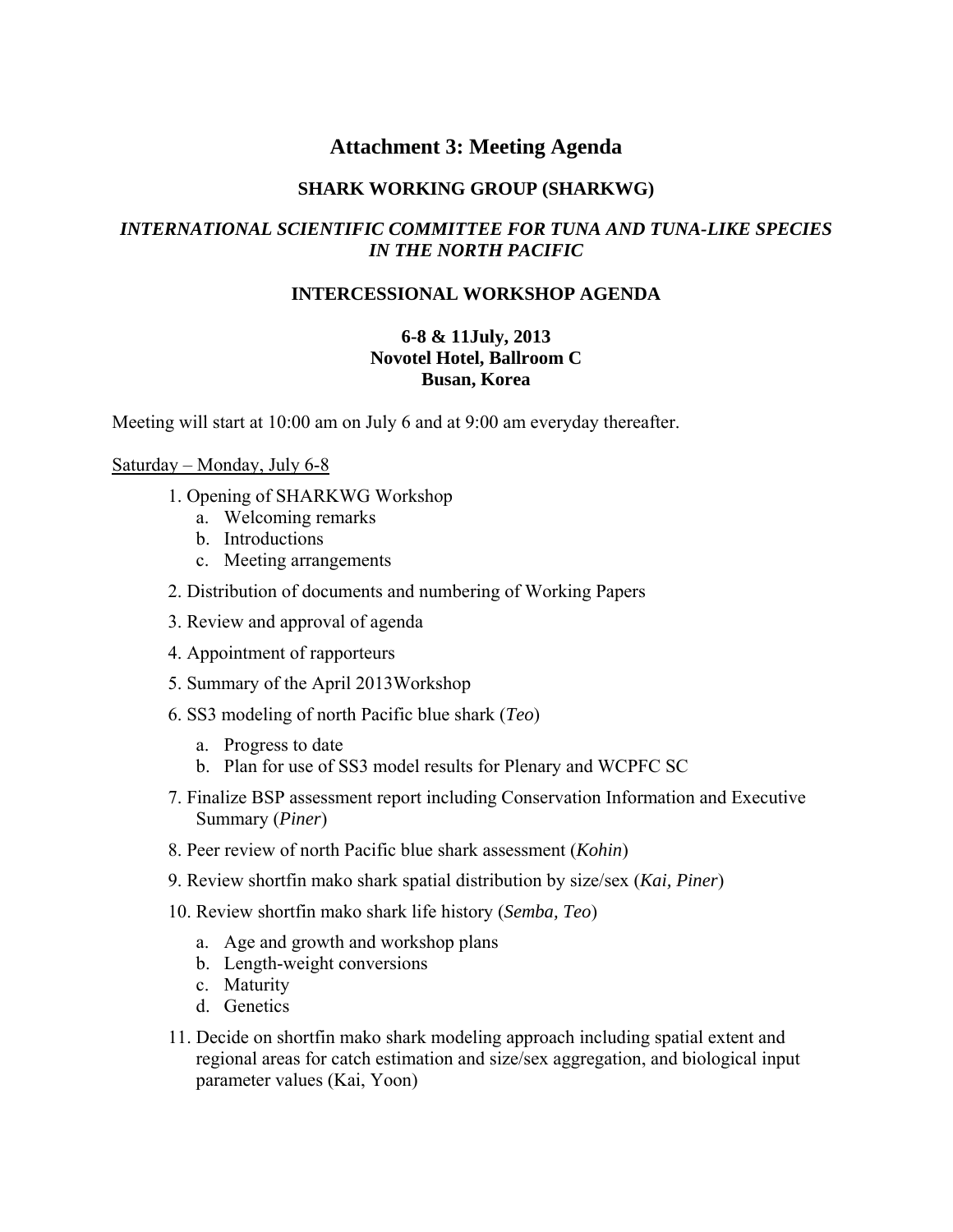# Attachment 3: Meeting Agenda

## SHARK WORKING GROUP (SHARKWG)

### *INTERNATIONAL SCIENTIFIC COMMITTEE FOR TUNA AND TUNA-LIKE SPECIES IN THE NORTH PACIFIC*

### INTERCESSIONAL WORKSHOP AGENDA

**6-8 & 11July, 2013**
**Novotel Hotel, Ballroom C**
**Busan, Korea**

Meeting will start at 10:00 am on July 6 and at 9:00 am everyday thereafter.

Saturday – Monday, July 6-8

1. Opening of SHARKWG Workshop
   a. Welcoming remarks
   b. Introductions
   c. Meeting arrangements
2. Distribution of documents and numbering of Working Papers
3. Review and approval of agenda
4. Appointment of rapporteurs
5. Summary of the April 2013Workshop
6. SS3 modeling of north Pacific blue shark (*Teo*)
   a. Progress to date
   b. Plan for use of SS3 model results for Plenary and WCPFC SC
7. Finalize BSP assessment report including Conservation Information and Executive Summary (*Piner*)
8. Peer review of north Pacific blue shark assessment (*Kohin*)
9. Review shortfin mako shark spatial distribution by size/sex (*Kai, Piner*)
10. Review shortfin mako shark life history (*Semba, Teo*)
    a. Age and growth and workshop plans
    b. Length-weight conversions
    c. Maturity
    d. Genetics
11. Decide on shortfin mako shark modeling approach including spatial extent and regional areas for catch estimation and size/sex aggregation, and biological input parameter values (Kai, Yoon)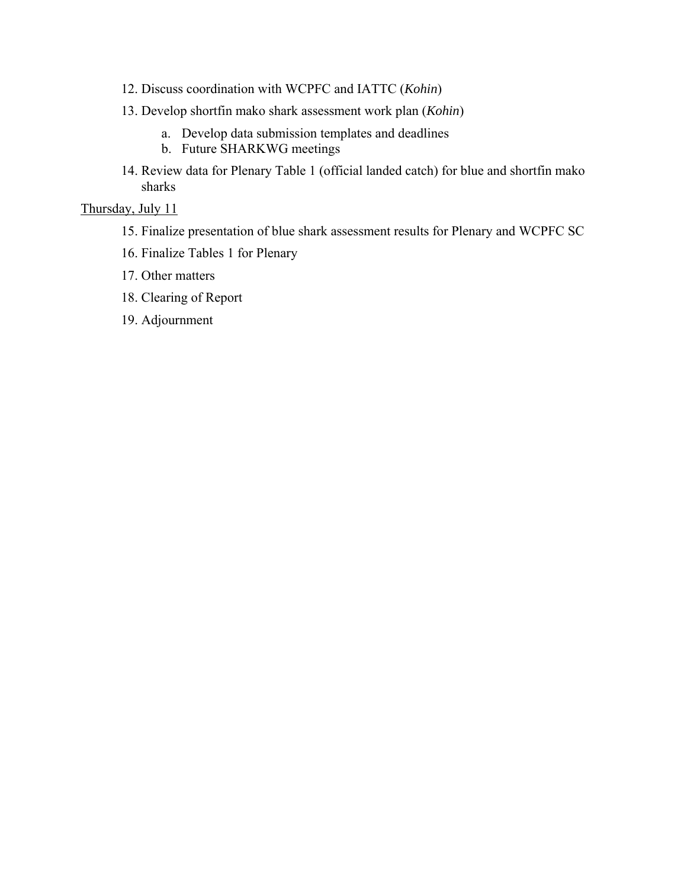12. Discuss coordination with WCPFC and IATTC (*Kohin*)

13. Develop shortfin mako shark assessment work plan (*Kohin*)
    a. Develop data submission templates and deadlines
    b. Future SHARKWG meetings

14. Review data for Plenary Table 1 (official landed catch) for blue and shortfin mako sharks

<u>Thursday, July 11</u>

15. Finalize presentation of blue shark assessment results for Plenary and WCPFC SC

16. Finalize Tables 1 for Plenary

17. Other matters

18. Clearing of Report

19. Adjournment